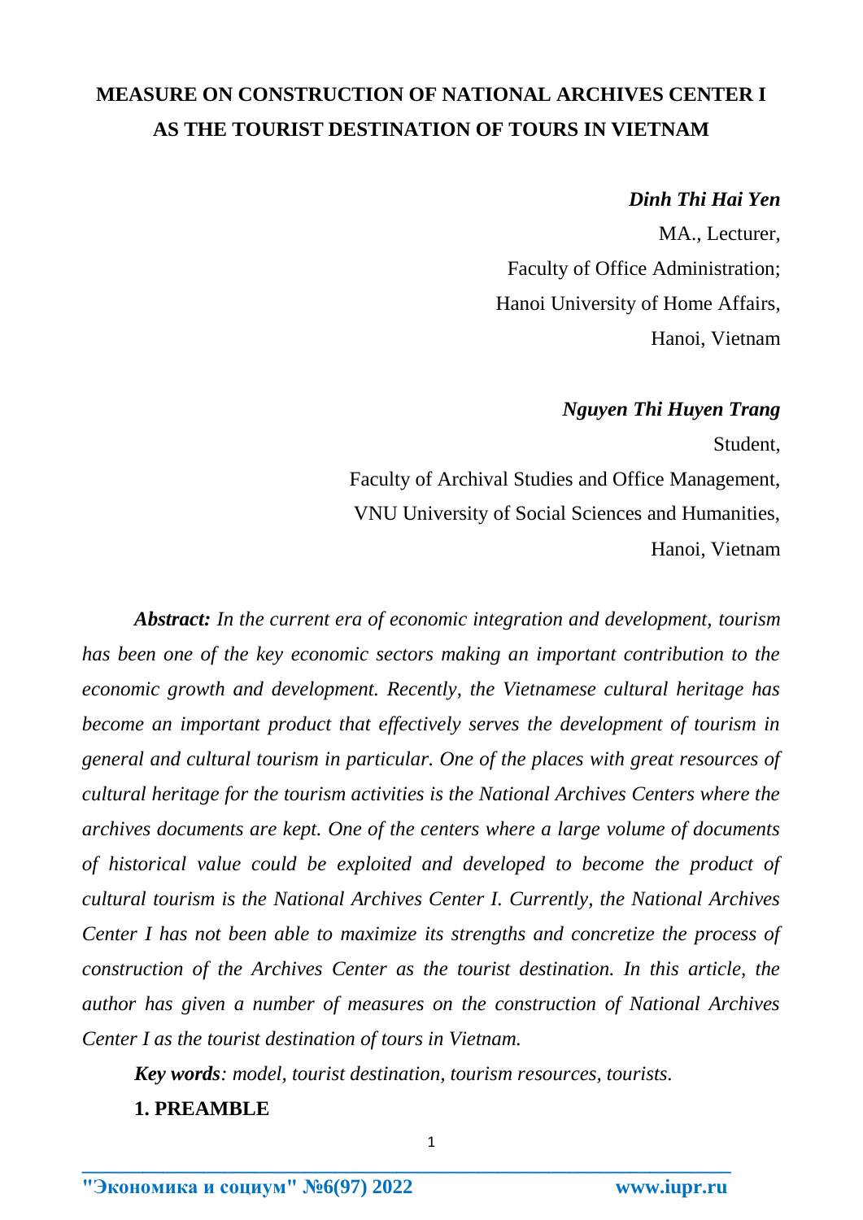# MEASURE ON CONSTRUCTION OF NATIONAL ARCHIVES CENTER I AS THE TOURIST DESTINATION OF TOURS IN VIETNAM

***Dinh Thi Hai Yen***

MA., Lecturer,

Faculty of Office Administration;

Hanoi University of Home Affairs,

Hanoi, Vietnam

***Nguyen Thi Huyen Trang***

Student,

Faculty of Archival Studies and Office Management,

VNU University of Social Sciences and Humanities,

Hanoi, Vietnam

***Abstract:*** *In the current era of economic integration and development, tourism has been one of the key economic sectors making an important contribution to the economic growth and development. Recently, the Vietnamese cultural heritage has become an important product that effectively serves the development of tourism in general and cultural tourism in particular. One of the places with great resources of cultural heritage for the tourism activities is the National Archives Centers where the archives documents are kept. One of the centers where a large volume of documents of historical value could be exploited and developed to become the product of cultural tourism is the National Archives Center I. Currently, the National Archives Center I has not been able to maximize its strengths and concretize the process of construction of the Archives Center as the tourist destination. In this article, the author has given a number of measures on the construction of National Archives Center I as the tourist destination of tours in Vietnam.*

***Key words****: model, tourist destination, tourism resources, tourists.*

## 1. PREAMBLE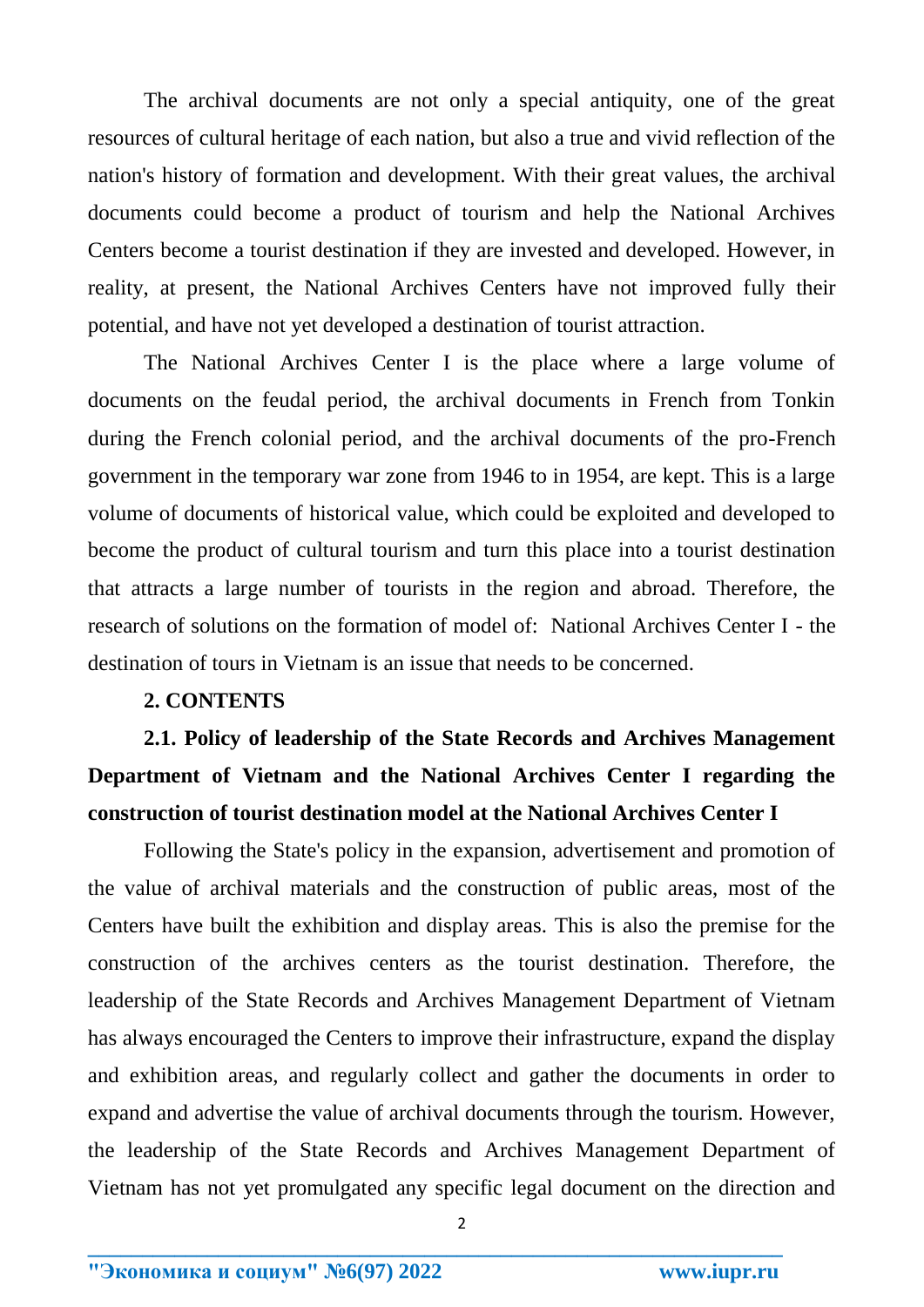The archival documents are not only a special antiquity, one of the great resources of cultural heritage of each nation, but also a true and vivid reflection of the nation's history of formation and development. With their great values, the archival documents could become a product of tourism and help the National Archives Centers become a tourist destination if they are invested and developed. However, in reality, at present, the National Archives Centers have not improved fully their potential, and have not yet developed a destination of tourist attraction.

The National Archives Center I is the place where a large volume of documents on the feudal period, the archival documents in French from Tonkin during the French colonial period, and the archival documents of the pro-French government in the temporary war zone from 1946 to in 1954, are kept. This is a large volume of documents of historical value, which could be exploited and developed to become the product of cultural tourism and turn this place into a tourist destination that attracts a large number of tourists in the region and abroad. Therefore, the research of solutions on the formation of model of: National Archives Center I - the destination of tours in Vietnam is an issue that needs to be concerned.

## 2. CONTENTS

### 2.1. Policy of leadership of the State Records and Archives Management Department of Vietnam and the National Archives Center I regarding the construction of tourist destination model at the National Archives Center I

Following the State's policy in the expansion, advertisement and promotion of the value of archival materials and the construction of public areas, most of the Centers have built the exhibition and display areas. This is also the premise for the construction of the archives centers as the tourist destination. Therefore, the leadership of the State Records and Archives Management Department of Vietnam has always encouraged the Centers to improve their infrastructure, expand the display and exhibition areas, and regularly collect and gather the documents in order to expand and advertise the value of archival documents through the tourism. However, the leadership of the State Records and Archives Management Department of Vietnam has not yet promulgated any specific legal document on the direction and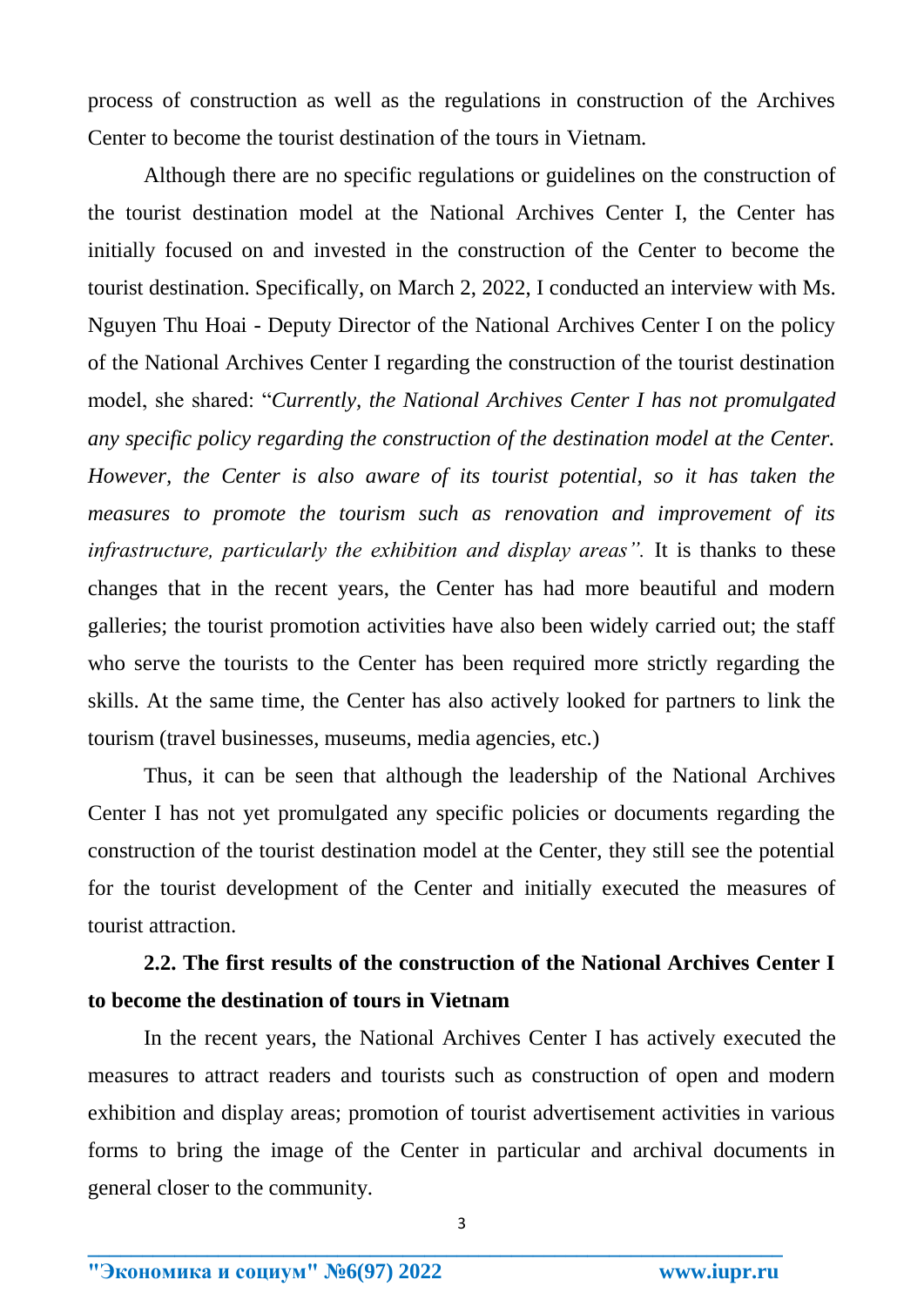process of construction as well as the regulations in construction of the Archives Center to become the tourist destination of the tours in Vietnam.

Although there are no specific regulations or guidelines on the construction of the tourist destination model at the National Archives Center I, the Center has initially focused on and invested in the construction of the Center to become the tourist destination. Specifically, on March 2, 2022, I conducted an interview with Ms. Nguyen Thu Hoai - Deputy Director of the National Archives Center I on the policy of the National Archives Center I regarding the construction of the tourist destination model, she shared: "*Currently, the National Archives Center I has not promulgated any specific policy regarding the construction of the destination model at the Center. However, the Center is also aware of its tourist potential, so it has taken the measures to promote the tourism such as renovation and improvement of its infrastructure, particularly the exhibition and display areas".* It is thanks to these changes that in the recent years, the Center has had more beautiful and modern galleries; the tourist promotion activities have also been widely carried out; the staff who serve the tourists to the Center has been required more strictly regarding the skills. At the same time, the Center has also actively looked for partners to link the tourism (travel businesses, museums, media agencies, etc.)

Thus, it can be seen that although the leadership of the National Archives Center I has not yet promulgated any specific policies or documents regarding the construction of the tourist destination model at the Center, they still see the potential for the tourist development of the Center and initially executed the measures of tourist attraction.

### 2.2. The first results of the construction of the National Archives Center I to become the destination of tours in Vietnam

In the recent years, the National Archives Center I has actively executed the measures to attract readers and tourists such as construction of open and modern exhibition and display areas; promotion of tourist advertisement activities in various forms to bring the image of the Center in particular and archival documents in general closer to the community.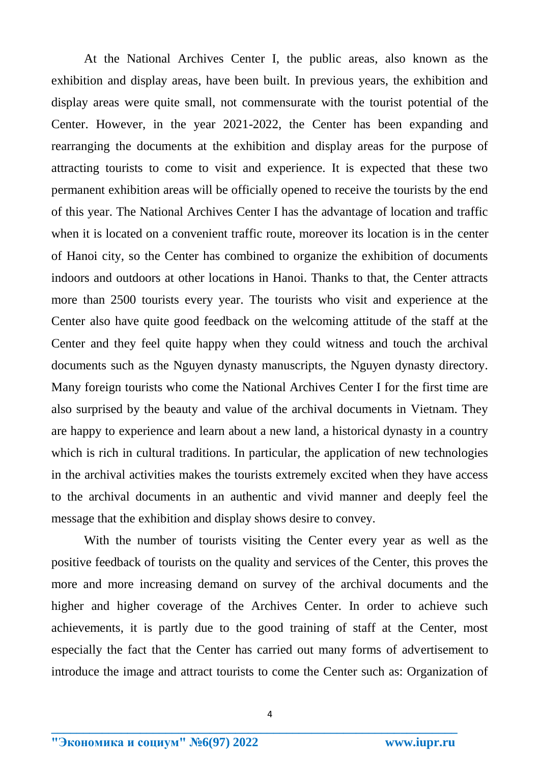At the National Archives Center I, the public areas, also known as the exhibition and display areas, have been built. In previous years, the exhibition and display areas were quite small, not commensurate with the tourist potential of the Center. However, in the year 2021-2022, the Center has been expanding and rearranging the documents at the exhibition and display areas for the purpose of attracting tourists to come to visit and experience. It is expected that these two permanent exhibition areas will be officially opened to receive the tourists by the end of this year. The National Archives Center I has the advantage of location and traffic when it is located on a convenient traffic route, moreover its location is in the center of Hanoi city, so the Center has combined to organize the exhibition of documents indoors and outdoors at other locations in Hanoi. Thanks to that, the Center attracts more than 2500 tourists every year. The tourists who visit and experience at the Center also have quite good feedback on the welcoming attitude of the staff at the Center and they feel quite happy when they could witness and touch the archival documents such as the Nguyen dynasty manuscripts, the Nguyen dynasty directory. Many foreign tourists who come the National Archives Center I for the first time are also surprised by the beauty and value of the archival documents in Vietnam. They are happy to experience and learn about a new land, a historical dynasty in a country which is rich in cultural traditions. In particular, the application of new technologies in the archival activities makes the tourists extremely excited when they have access to the archival documents in an authentic and vivid manner and deeply feel the message that the exhibition and display shows desire to convey.

With the number of tourists visiting the Center every year as well as the positive feedback of tourists on the quality and services of the Center, this proves the more and more increasing demand on survey of the archival documents and the higher and higher coverage of the Archives Center. In order to achieve such achievements, it is partly due to the good training of staff at the Center, most especially the fact that the Center has carried out many forms of advertisement to introduce the image and attract tourists to come the Center such as: Organization of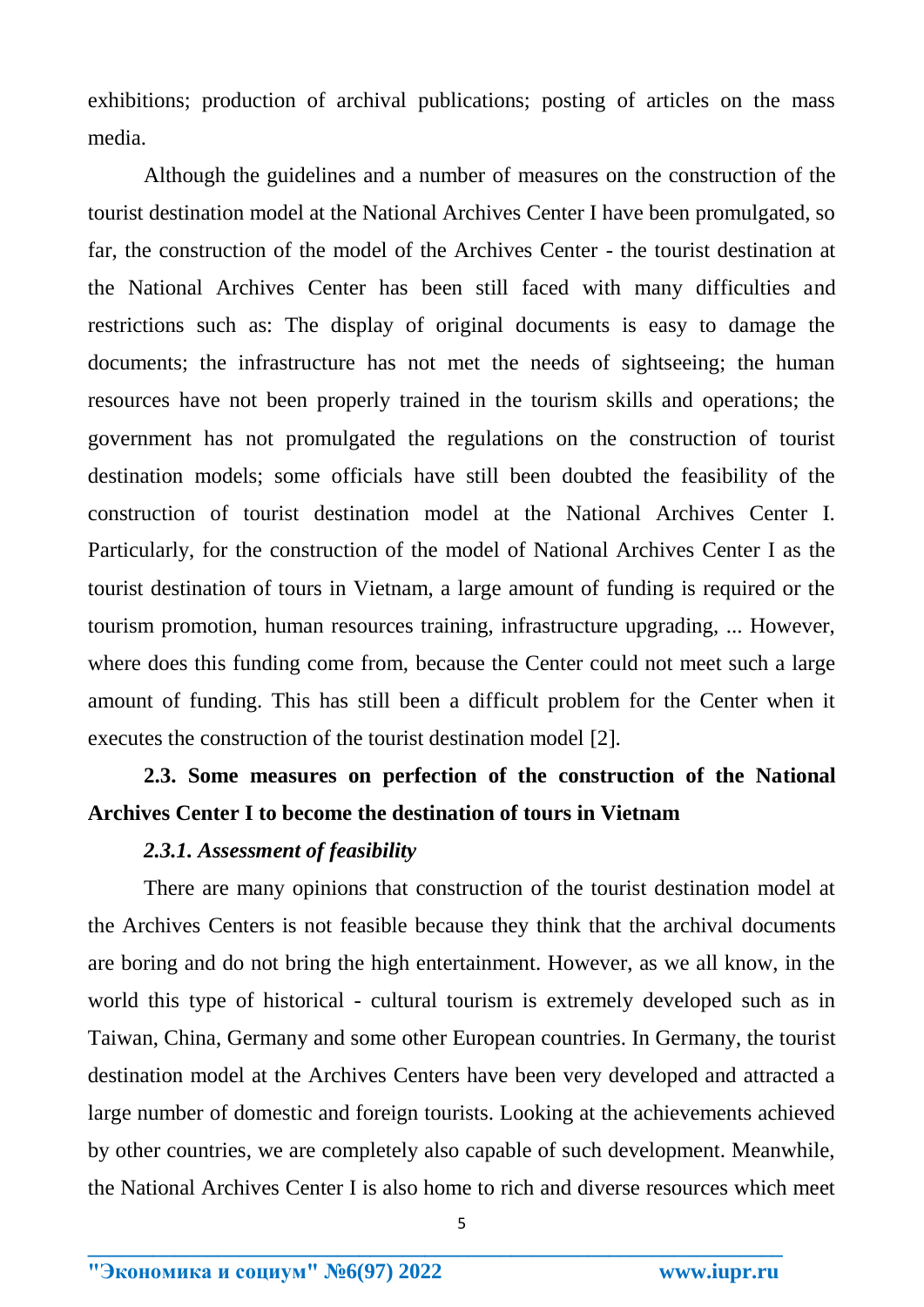exhibitions; production of archival publications; posting of articles on the mass media.

Although the guidelines and a number of measures on the construction of the tourist destination model at the National Archives Center I have been promulgated, so far, the construction of the model of the Archives Center - the tourist destination at the National Archives Center has been still faced with many difficulties and restrictions such as: The display of original documents is easy to damage the documents; the infrastructure has not met the needs of sightseeing; the human resources have not been properly trained in the tourism skills and operations; the government has not promulgated the regulations on the construction of tourist destination models; some officials have still been doubted the feasibility of the construction of tourist destination model at the National Archives Center I. Particularly, for the construction of the model of National Archives Center I as the tourist destination of tours in Vietnam, a large amount of funding is required or the tourism promotion, human resources training, infrastructure upgrading, ... However, where does this funding come from, because the Center could not meet such a large amount of funding. This has still been a difficult problem for the Center when it executes the construction of the tourist destination model [2].

### 2.3. Some measures on perfection of the construction of the National Archives Center I to become the destination of tours in Vietnam

#### *2.3.1. Assessment of feasibility*

There are many opinions that construction of the tourist destination model at the Archives Centers is not feasible because they think that the archival documents are boring and do not bring the high entertainment. However, as we all know, in the world this type of historical - cultural tourism is extremely developed such as in Taiwan, China, Germany and some other European countries. In Germany, the tourist destination model at the Archives Centers have been very developed and attracted a large number of domestic and foreign tourists. Looking at the achievements achieved by other countries, we are completely also capable of such development. Meanwhile, the National Archives Center I is also home to rich and diverse resources which meet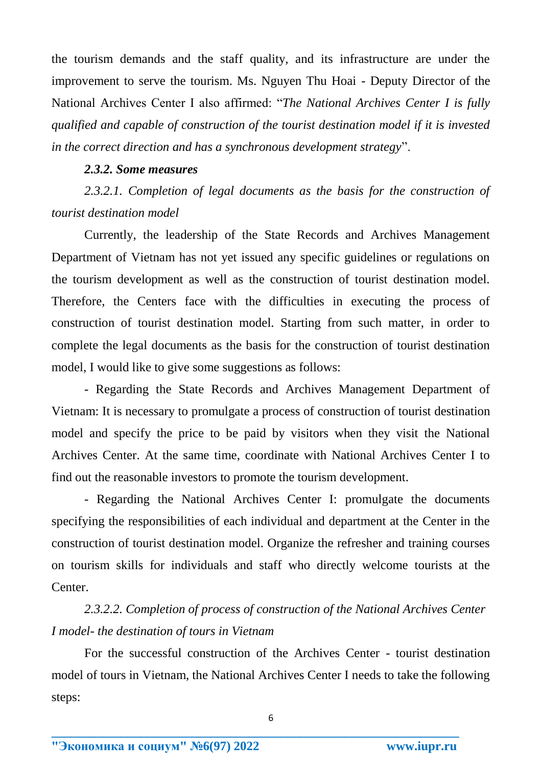the tourism demands and the staff quality, and its infrastructure are under the improvement to serve the tourism. Ms. Nguyen Thu Hoai - Deputy Director of the National Archives Center I also affirmed: "*The National Archives Center I is fully qualified and capable of construction of the tourist destination model if it is invested in the correct direction and has a synchronous development strategy*".

***2.3.2. Some measures***

*2.3.2.1. Completion of legal documents as the basis for the construction of tourist destination model*

Currently, the leadership of the State Records and Archives Management Department of Vietnam has not yet issued any specific guidelines or regulations on the tourism development as well as the construction of tourist destination model. Therefore, the Centers face with the difficulties in executing the process of construction of tourist destination model. Starting from such matter, in order to complete the legal documents as the basis for the construction of tourist destination model, I would like to give some suggestions as follows:

- Regarding the State Records and Archives Management Department of Vietnam: It is necessary to promulgate a process of construction of tourist destination model and specify the price to be paid by visitors when they visit the National Archives Center. At the same time, coordinate with National Archives Center I to find out the reasonable investors to promote the tourism development.

- Regarding the National Archives Center I: promulgate the documents specifying the responsibilities of each individual and department at the Center in the construction of tourist destination model. Organize the refresher and training courses on tourism skills for individuals and staff who directly welcome tourists at the Center.

*2.3.2.2. Completion of process of construction of the National Archives Center I model- the destination of tours in Vietnam*

For the successful construction of the Archives Center - tourist destination model of tours in Vietnam, the National Archives Center I needs to take the following steps: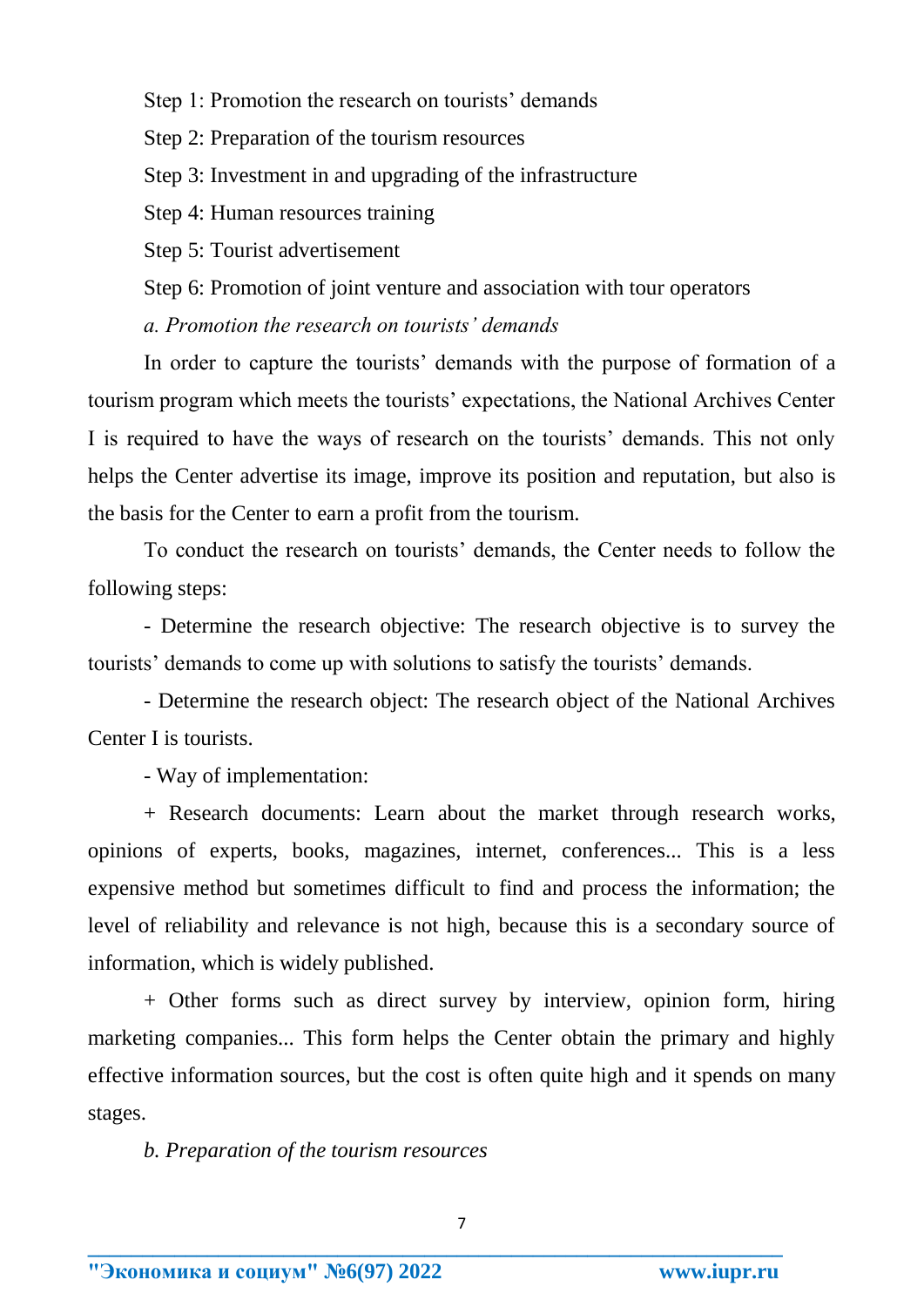Step 1: Promotion the research on tourists' demands

Step 2: Preparation of the tourism resources

Step 3: Investment in and upgrading of the infrastructure

Step 4: Human resources training

Step 5: Tourist advertisement

Step 6: Promotion of joint venture and association with tour operators

*a. Promotion the research on tourists' demands*

In order to capture the tourists' demands with the purpose of formation of a tourism program which meets the tourists' expectations, the National Archives Center I is required to have the ways of research on the tourists' demands. This not only helps the Center advertise its image, improve its position and reputation, but also is the basis for the Center to earn a profit from the tourism.

To conduct the research on tourists' demands, the Center needs to follow the following steps:

- Determine the research objective: The research objective is to survey the tourists' demands to come up with solutions to satisfy the tourists' demands.

- Determine the research object: The research object of the National Archives Center I is tourists.

- Way of implementation:

+ Research documents: Learn about the market through research works, opinions of experts, books, magazines, internet, conferences... This is a less expensive method but sometimes difficult to find and process the information; the level of reliability and relevance is not high, because this is a secondary source of information, which is widely published.

+ Other forms such as direct survey by interview, opinion form, hiring marketing companies... This form helps the Center obtain the primary and highly effective information sources, but the cost is often quite high and it spends on many stages.

*b. Preparation of the tourism resources*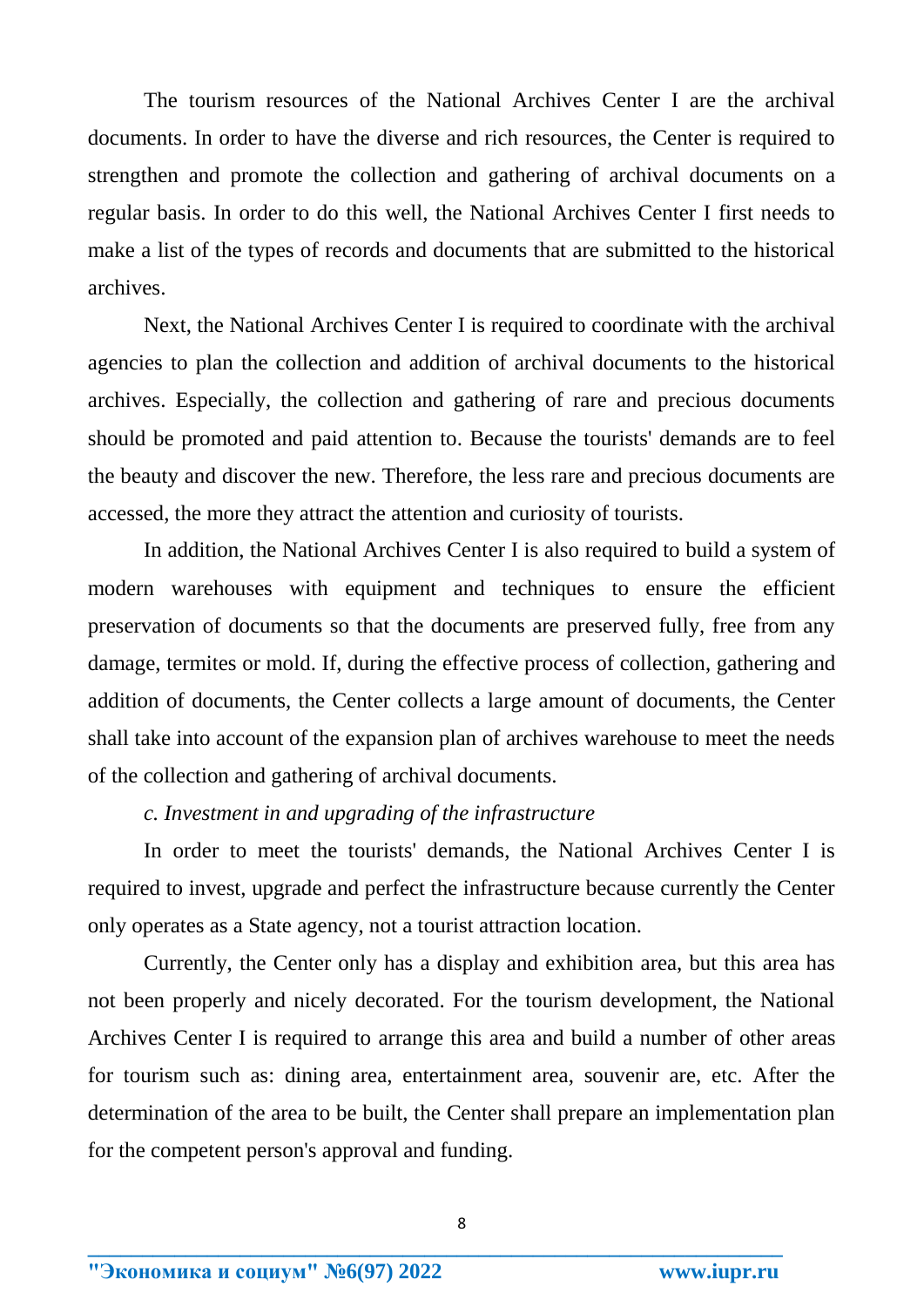The tourism resources of the National Archives Center I are the archival documents. In order to have the diverse and rich resources, the Center is required to strengthen and promote the collection and gathering of archival documents on a regular basis. In order to do this well, the National Archives Center I first needs to make a list of the types of records and documents that are submitted to the historical archives.

Next, the National Archives Center I is required to coordinate with the archival agencies to plan the collection and addition of archival documents to the historical archives. Especially, the collection and gathering of rare and precious documents should be promoted and paid attention to. Because the tourists' demands are to feel the beauty and discover the new. Therefore, the less rare and precious documents are accessed, the more they attract the attention and curiosity of tourists.

In addition, the National Archives Center I is also required to build a system of modern warehouses with equipment and techniques to ensure the efficient preservation of documents so that the documents are preserved fully, free from any damage, termites or mold. If, during the effective process of collection, gathering and addition of documents, the Center collects a large amount of documents, the Center shall take into account of the expansion plan of archives warehouse to meet the needs of the collection and gathering of archival documents.

*c. Investment in and upgrading of the infrastructure*

In order to meet the tourists' demands, the National Archives Center I is required to invest, upgrade and perfect the infrastructure because currently the Center only operates as a State agency, not a tourist attraction location.

Currently, the Center only has a display and exhibition area, but this area has not been properly and nicely decorated. For the tourism development, the National Archives Center I is required to arrange this area and build a number of other areas for tourism such as: dining area, entertainment area, souvenir are, etc. After the determination of the area to be built, the Center shall prepare an implementation plan for the competent person's approval and funding.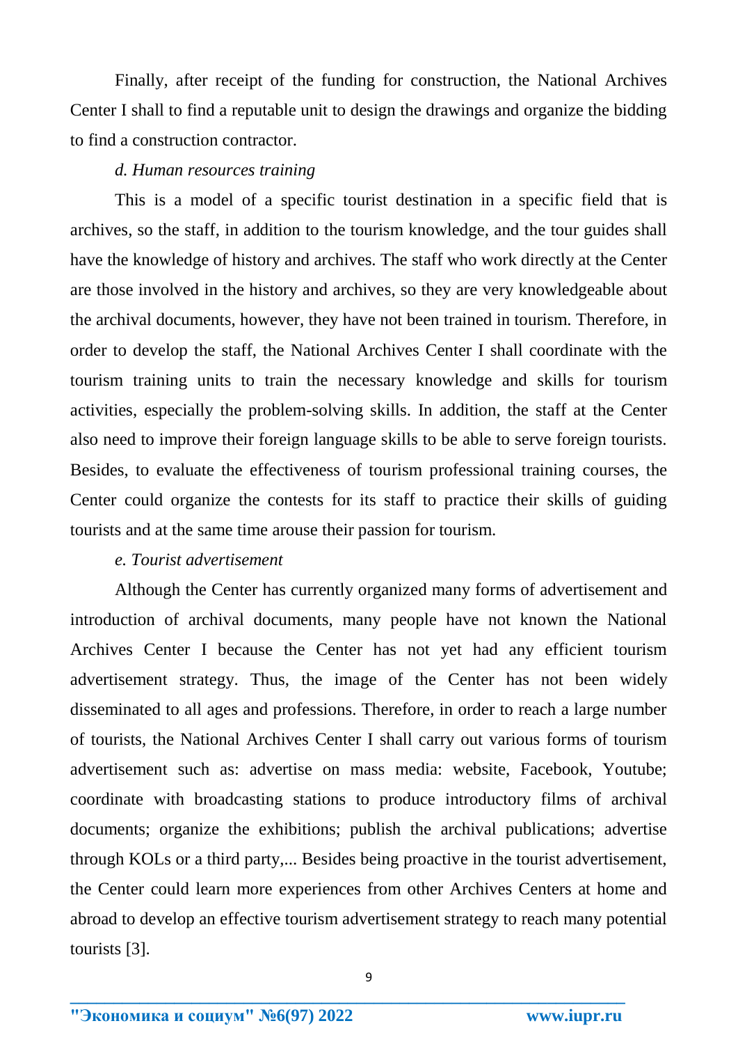Finally, after receipt of the funding for construction, the National Archives Center I shall to find a reputable unit to design the drawings and organize the bidding to find a construction contractor.

*d. Human resources training*

This is a model of a specific tourist destination in a specific field that is archives, so the staff, in addition to the tourism knowledge, and the tour guides shall have the knowledge of history and archives. The staff who work directly at the Center are those involved in the history and archives, so they are very knowledgeable about the archival documents, however, they have not been trained in tourism. Therefore, in order to develop the staff, the National Archives Center I shall coordinate with the tourism training units to train the necessary knowledge and skills for tourism activities, especially the problem-solving skills. In addition, the staff at the Center also need to improve their foreign language skills to be able to serve foreign tourists. Besides, to evaluate the effectiveness of tourism professional training courses, the Center could organize the contests for its staff to practice their skills of guiding tourists and at the same time arouse their passion for tourism.

*e. Tourist advertisement*

Although the Center has currently organized many forms of advertisement and introduction of archival documents, many people have not known the National Archives Center I because the Center has not yet had any efficient tourism advertisement strategy. Thus, the image of the Center has not been widely disseminated to all ages and professions. Therefore, in order to reach a large number of tourists, the National Archives Center I shall carry out various forms of tourism advertisement such as: advertise on mass media: website, Facebook, Youtube; coordinate with broadcasting stations to produce introductory films of archival documents; organize the exhibitions; publish the archival publications; advertise through KOLs or a third party,... Besides being proactive in the tourist advertisement, the Center could learn more experiences from other Archives Centers at home and abroad to develop an effective tourism advertisement strategy to reach many potential tourists [3].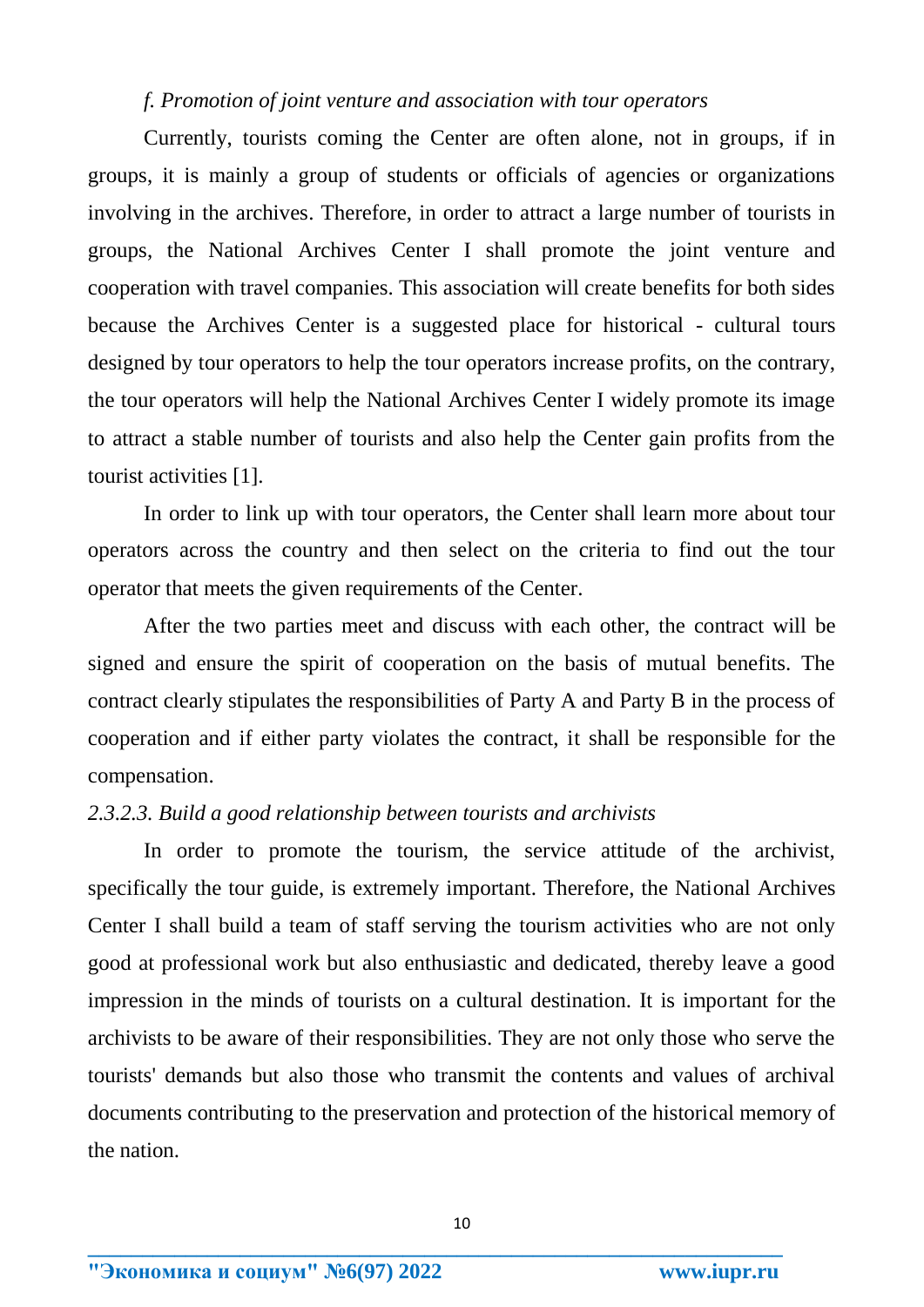*f. Promotion of joint venture and association with tour operators*

Currently, tourists coming the Center are often alone, not in groups, if in groups, it is mainly a group of students or officials of agencies or organizations involving in the archives. Therefore, in order to attract a large number of tourists in groups, the National Archives Center I shall promote the joint venture and cooperation with travel companies. This association will create benefits for both sides because the Archives Center is a suggested place for historical - cultural tours designed by tour operators to help the tour operators increase profits, on the contrary, the tour operators will help the National Archives Center I widely promote its image to attract a stable number of tourists and also help the Center gain profits from the tourist activities [1].

In order to link up with tour operators, the Center shall learn more about tour operators across the country and then select on the criteria to find out the tour operator that meets the given requirements of the Center.

After the two parties meet and discuss with each other, the contract will be signed and ensure the spirit of cooperation on the basis of mutual benefits. The contract clearly stipulates the responsibilities of Party A and Party B in the process of cooperation and if either party violates the contract, it shall be responsible for the compensation.

*2.3.2.3. Build a good relationship between tourists and archivists*

In order to promote the tourism, the service attitude of the archivist, specifically the tour guide, is extremely important. Therefore, the National Archives Center I shall build a team of staff serving the tourism activities who are not only good at professional work but also enthusiastic and dedicated, thereby leave a good impression in the minds of tourists on a cultural destination. It is important for the archivists to be aware of their responsibilities. They are not only those who serve the tourists' demands but also those who transmit the contents and values of archival documents contributing to the preservation and protection of the historical memory of the nation.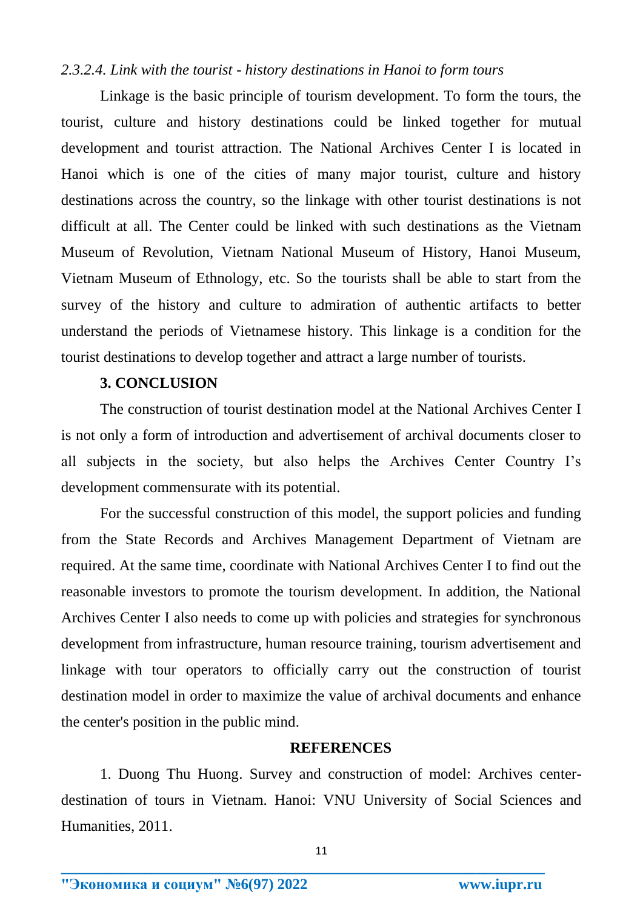*2.3.2.4. Link with the tourist - history destinations in Hanoi to form tours*

Linkage is the basic principle of tourism development. To form the tours, the tourist, culture and history destinations could be linked together for mutual development and tourist attraction. The National Archives Center I is located in Hanoi which is one of the cities of many major tourist, culture and history destinations across the country, so the linkage with other tourist destinations is not difficult at all. The Center could be linked with such destinations as the Vietnam Museum of Revolution, Vietnam National Museum of History, Hanoi Museum, Vietnam Museum of Ethnology, etc. So the tourists shall be able to start from the survey of the history and culture to admiration of authentic artifacts to better understand the periods of Vietnamese history. This linkage is a condition for the tourist destinations to develop together and attract a large number of tourists.

## 3. CONCLUSION

The construction of tourist destination model at the National Archives Center I is not only a form of introduction and advertisement of archival documents closer to all subjects in the society, but also helps the Archives Center Country I's development commensurate with its potential.

For the successful construction of this model, the support policies and funding from the State Records and Archives Management Department of Vietnam are required. At the same time, coordinate with National Archives Center I to find out the reasonable investors to promote the tourism development. In addition, the National Archives Center I also needs to come up with policies and strategies for synchronous development from infrastructure, human resource training, tourism advertisement and linkage with tour operators to officially carry out the construction of tourist destination model in order to maximize the value of archival documents and enhance the center's position in the public mind.

## REFERENCES

1. Duong Thu Huong. Survey and construction of model: Archives center-destination of tours in Vietnam. Hanoi: VNU University of Social Sciences and Humanities, 2011.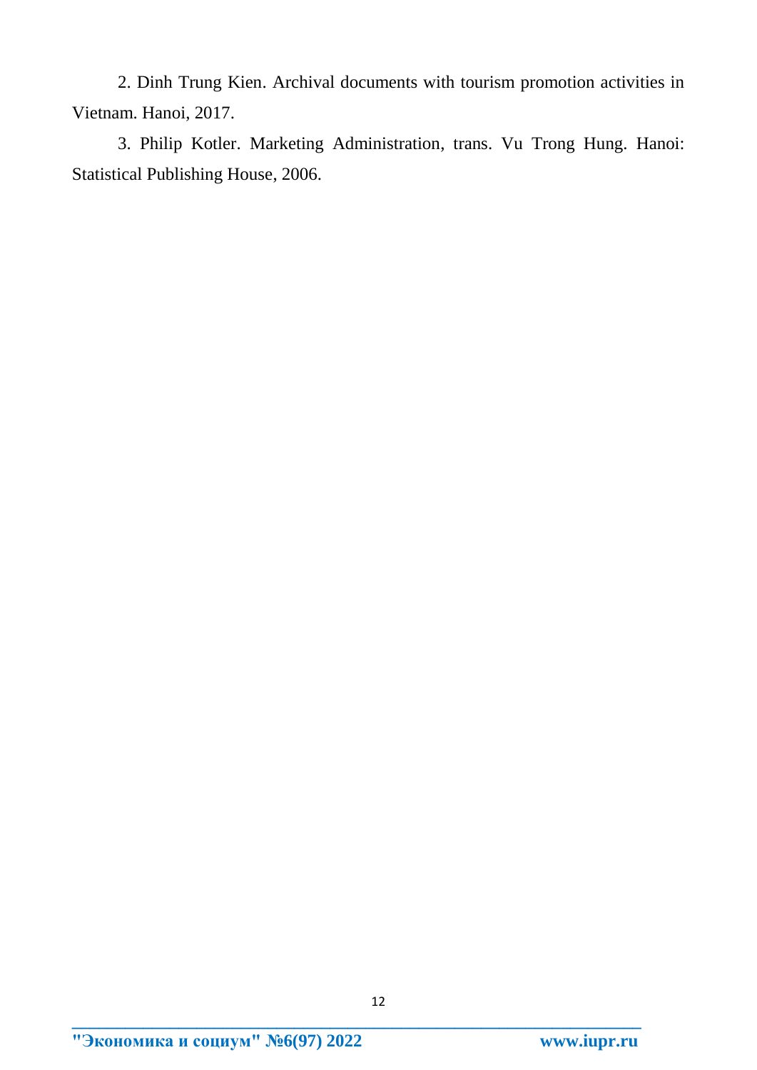2. Dinh Trung Kien. Archival documents with tourism promotion activities in Vietnam. Hanoi, 2017.

3. Philip Kotler. Marketing Administration, trans. Vu Trong Hung. Hanoi: Statistical Publishing House, 2006.